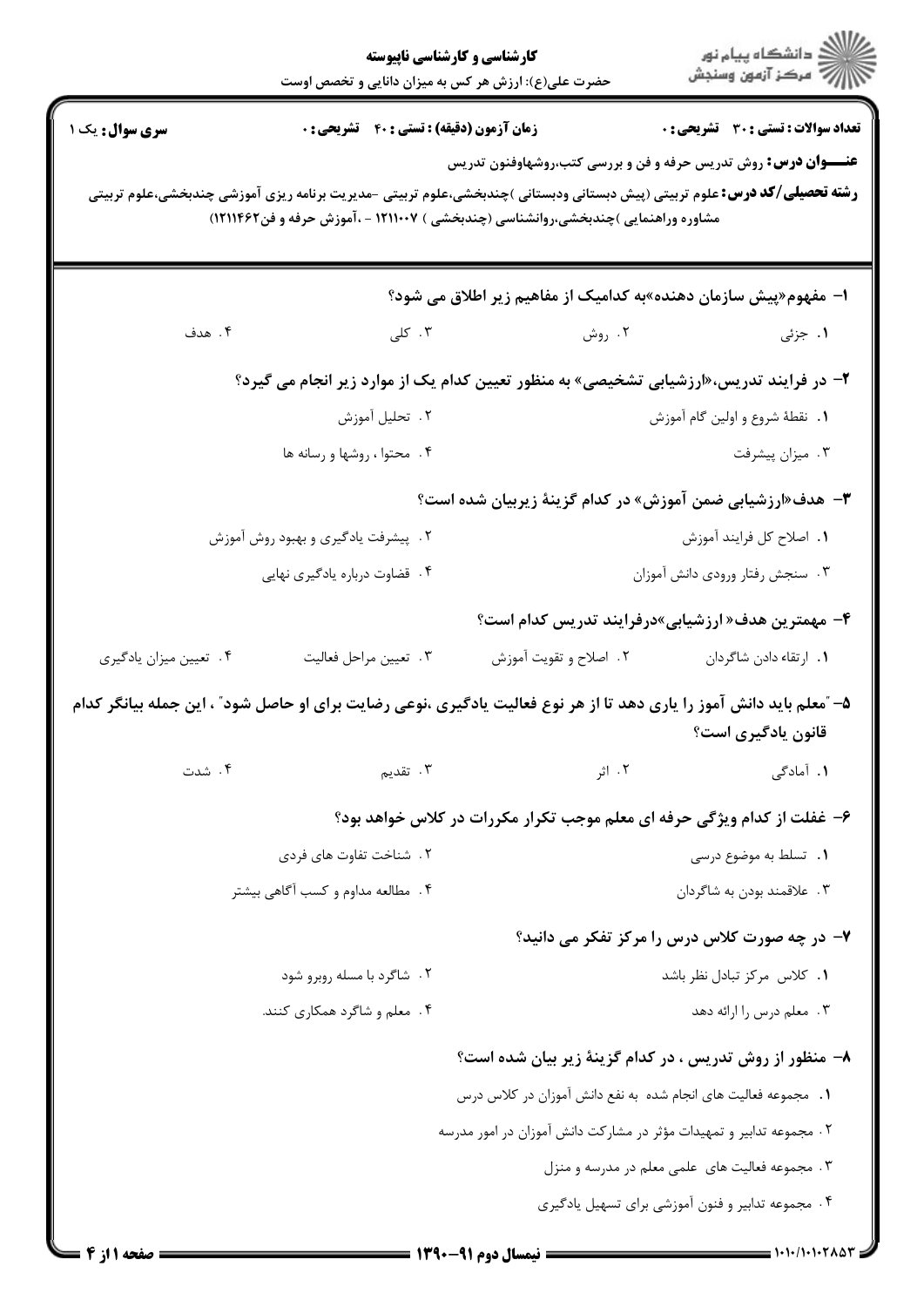**کارشناسی و کارشناسی ناپیوسته**

حضرت علی(ع): ارزش هر کس به میزان دانایی و تخصص اوست

**سری سوال:** یک ۱

**زمان آزمون (دقیقه) : تستی : ۴۰ تشریحی : ۰**

**تعداد سوالات : تستی : ۳۰ تشریحی : ۰**

**عنـــوان درس:** روش تدریس حرفه و فن و بررسی کتب،روشهاوفنون تدریس

**رشته تحصیلی/کد درس:** علوم تربیتی (پیش دبستانی ودبستانی )چندبخشی،علوم تربیتی -مدیریت برنامه ریزی آموزشی چندبخشی،علوم تربیتی مشاوره وراهنمایی )چندبخشی،روانشناسی (چندبخشی ) ۱۲۱۱۰۰۷ - ،آموزش حرفه و فن۱۲۱۱۴۶۲)

۱- مفهوم«پیش سازمان دهنده»به کدامیک از مفاهیم زیر اطلاق می شود؟

۱. جزئی
۲. روش
۳. کلی
۴. هدف

۲- در فرایند تدریس،«ارزشیابی تشخیصی» به منظور تعیین کدام یک از موارد زیر انجام می گیرد؟

۱. نقطهٔ شروع و اولین گام آموزش
۲. تحلیل آموزش
۳. میزان پیشرفت
۴. محتوا ، روشها و رسانه ها

۳- هدف«ارزشیابی ضمن آموزش» در کدام گزینهٔ زیربیان شده است؟

۱. اصلاح کل فرایند آموزش
۲. پیشرفت یادگیری و بهبود روش آموزش
۳. سنجش رفتار ورودی دانش آموزان
۴. قضاوت درباره یادگیری نهایی

۴- مهمترین هدف« ارزشیابی»درفرایند تدریس کدام است؟

۱. ارتقاء دادن شاگردان
۲. اصلاح و تقویت آموزش
۳. تعیین مراحل فعالیت
۴. تعیین میزان یادگیری

۵- "معلم باید دانش آموز را یاری دهد تا از هر نوع فعالیت یادگیری ،نوعی رضایت برای او حاصل شود" ، این جمله بیانگر کدام قانون یادگیری است؟

۱. آمادگی
۲. اثر
۳. تقدیم
۴. شدت

۶- غفلت از کدام ویژگی حرفه ای معلم موجب تکرار مکررات در کلاس خواهد بود؟

۱. تسلط به موضوع درسی
۲. شناخت تفاوت های فردی
۳. علاقمند بودن به شاگردان
۴. مطالعه مداوم و کسب آگاهی بیشتر

۷- در چه صورت کلاس درس را مرکز تفکر می دانید؟

۱. کلاس مرکز تبادل نظر باشد
۲. شاگرد با مسله روبرو شود
۳. معلم درس را ارائه دهد
۴. معلم و شاگرد همکاری کنند.

۸- منظور از روش تدریس ، در کدام گزینهٔ زیر بیان شده است؟

۱. مجموعه فعالیت های انجام شده به نفع دانش آموزان در کلاس درس
۲. مجموعه تدابیر و تمهیدات مؤثر در مشارکت دانش آموزان در امور مدرسه
۳. مجموعه فعالیت های علمی معلم در مدرسه و منزل
۴. مجموعه تدابیر و فنون آموزشی برای تسهیل یادگیری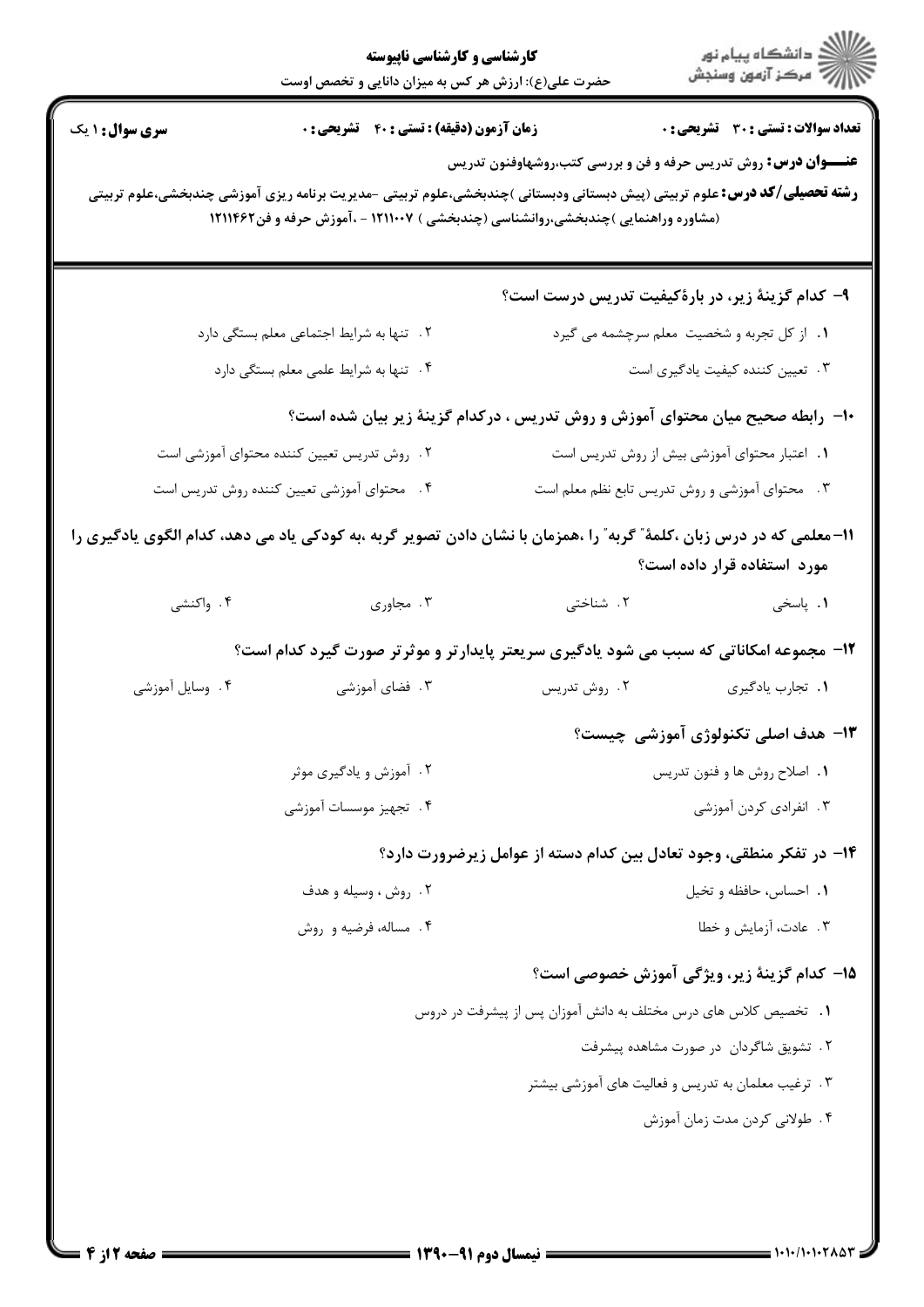**تعداد سوالات : تستی : ۳۰ تشریحی : ۰** | **زمان آزمون (دقیقه) : تستی : ۴۰ تشریحی : ۰** | **سری سوال : ۱ یک**

**عنـــوان درس:** روش تدریس حرفه و فن و بررسی کتب،روشهاوفنون تدریس

**رشته تحصیلی/کد درس:** علوم تربیتی (پیش دبستانی ودبستانی )چندبخشی،علوم تربیتی -مدیریت برنامه ریزی آموزشی چندبخشی،علوم تربیتی (مشاوره وراهنمایی )چندبخشی،روانشناسی (چندبخشی ) ۱۲۱۱۰۰۷ - ،آموزش حرفه و فن۱۲۱۱۴۶۲

**۹- کدام گزینهٔ زیر، در بارهٔکیفیت تدریس درست است؟**

۱. از کل تجربه و شخصیت معلم سرچشمه می گیرد

۲. تنها به شرایط اجتماعی معلم بستگی دارد

۳. تعیین کننده کیفیت یادگیری است

۴. تنها به شرایط علمی معلم بستگی دارد

**۱۰- رابطه صحیح میان محتوای آموزش و روش تدریس ، درکدام گزینهٔ زیر بیان شده است؟**

۱. اعتبار محتوای آموزشی بیش از روش تدریس است

۲. روش تدریس تعیین کننده محتوای آموزشی است

۳. محتوای آموزشی و روش تدریس تابع نظم معلم است

۴. محتوای آموزشی تعیین کننده روش تدریس است

**۱۱- معلمی که در درس زبان ،کلمهٔ" گربه" را ،همزمان با نشان دادن تصویر گربه ،به کودکی یاد می دهد، کدام الگوی یادگیری را مورد استفاده قرار داده است؟**

۱. پاسخی

۲. شناختی

۳. مجاوری

۴. واکنشی

**۱۲- مجموعه امکاناتی که سبب می شود یادگیری سریعتر پایدارتر و موثرتر صورت گیرد کدام است؟**

۱. تجارب یادگیری

۲. روش تدریس

۳. فضای آموزشی

۴. وسایل آموزشی

**۱۳- هدف اصلی تکنولوژی آموزشی چیست؟**

۱. اصلاح روش ها و فنون تدریس

۲. آموزش و یادگیری موثر

۳. انفرادی کردن آموزشی

۴. تجهیز موسسات آموزشی

**۱۴- در تفکر منطقی، وجود تعادل بین کدام دسته از عوامل زیرضرورت دارد؟**

۱. احساس، حافظه و تخیل

۲. روش ، وسیله و هدف

۳. عادت، آزمایش و خطا

۴. مساله، فرضیه و روش

**۱۵- کدام گزینهٔ زیر، ویژگی آموزش خصوصی است؟**

۱. تخصیص کلاس های درس مختلف به دانش آموزان پس از پیشرفت در دروس

۲. تشویق شاگردان در صورت مشاهده پیشرفت

۳. ترغیب معلمان به تدریس و فعالیت های آموزشی بیشتر

۴. طولانی کردن مدت زمان آموزش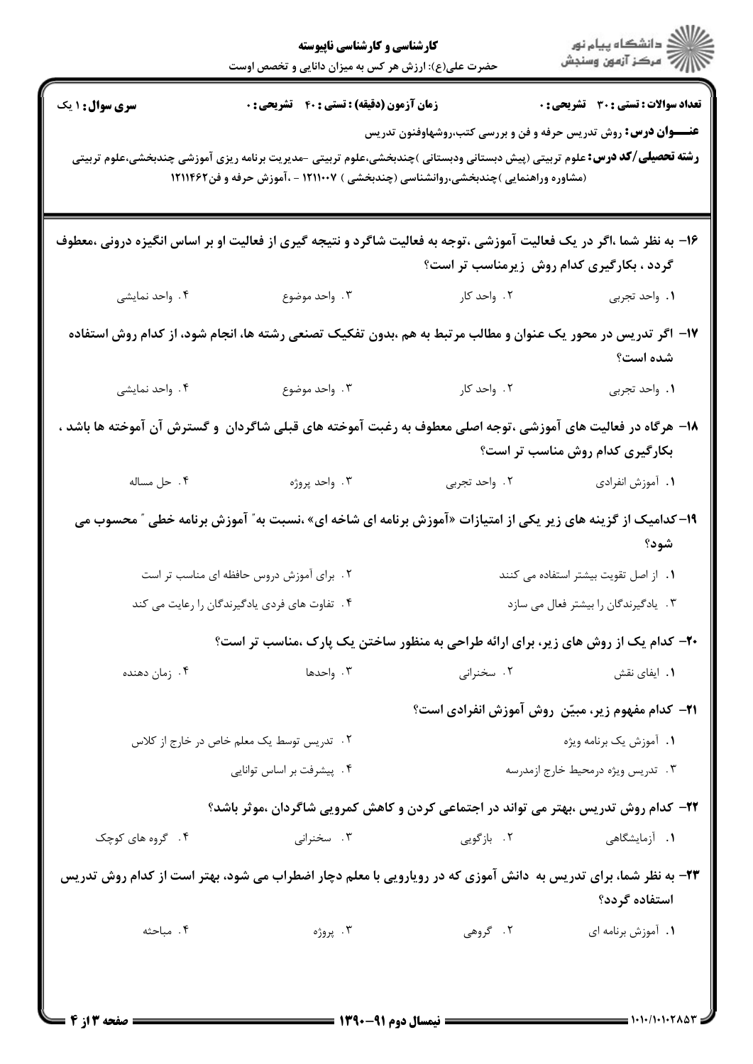**تعداد سوالات: تستی: ۳۰ تشریحی: ۰** | **زمان آزمون (دقیقه): تستی: ۴۰ تشریحی: ۰** | **سری سوال: ۱ یک**

**عنـــوان درس:** روش تدریس حرفه و فن و بررسی کتب،روشهاوفنون تدریس

**رشته تحصیلی/کد درس:** علوم تربیتی (پیش دبستانی ودبستانی )چندبخشی،علوم تربیتی -مدیریت برنامه ریزی آموزشی چندبخشی،علوم تربیتی (مشاوره وراهنمایی )چندبخشی،روانشناسی (چندبخشی ) ۱۲۱۱۰۰۷ - ،آموزش حرفه و فن۱۲۱۱۴۶۲

**۱۶- به نظر شما ،اگر در یک فعالیت آموزشی ،توجه به فعالیت شاگرد و نتیجه گیری از فعالیت او بر اساس انگیزه درونی ،معطوف گردد ، بکارگیری کدام روش زیرمناسب تر است؟**

۱. واحد تجربی
۲. واحد کار
۳. واحد موضوع
۴. واحد نمایشی

**۱۷- اگر تدریس در محور یک عنوان و مطالب مرتبط به هم ،بدون تفکیک تصنعی رشته ها، انجام شود، از کدام روش استفاده شده است؟**

۱. واحد تجربی
۲. واحد کار
۳. واحد موضوع
۴. واحد نمایشی

**۱۸- هرگاه در فعالیت های آموزشی ،توجه اصلی معطوف به رغبت آموخته های قبلی شاگردان و گسترش آن آموخته ها باشد ، بکارگیری کدام روش مناسب تر است؟**

۱. آموزش انفرادی
۲. واحد تجربی
۳. واحد پروژه
۴. حل مساله

**۱۹- کدامیک از گزینه های زیر یکی از امتیازات «آموزش برنامه ای شاخه ای» ،نسبت به" آموزش برنامه خطی " محسوب می شود؟**

۱. از اصل تقویت بیشتر استفاده می کنند
۲. برای آموزش دروس حافظه ای مناسب تر است
۳. یادگیرندگان را بیشتر فعال می سازد
۴. تفاوت های فردی یادگیرندگان را رعایت می کند

**۲۰- کدام یک از روش های زیر، برای ارائه طراحی به منظور ساختن یک پارک ،مناسب تر است؟**

۱. ایفای نقش
۲. سخنرانی
۳. واحدها
۴. زمان دهنده

**۲۱- کدام مفهوم زیر، مبیّن روش آموزش انفرادی است؟**

۱. آموزش یک برنامه ویژه
۲. تدریس توسط یک معلم خاص در خارج از کلاس
۳. تدریس ویژه درمحیط خارج ازمدرسه
۴. پیشرفت بر اساس توانایی

**۲۲- کدام روش تدریس ،بهتر می تواند در اجتماعی کردن و کاهش کمرویی شاگردان ،موثر باشد؟**

۱. آزمایشگاهی
۲. بازگویی
۳. سخنرانی
۴. گروه های کوچک

**۲۳- به نظر شما، برای تدریس به دانش آموزی که در رویارویی با معلم دچار اضطراب می شود، بهتر است از کدام روش تدریس استفاده گردد؟**

۱. آموزش برنامه ای
۲. گروهی
۳. پروژه
۴. مباحثه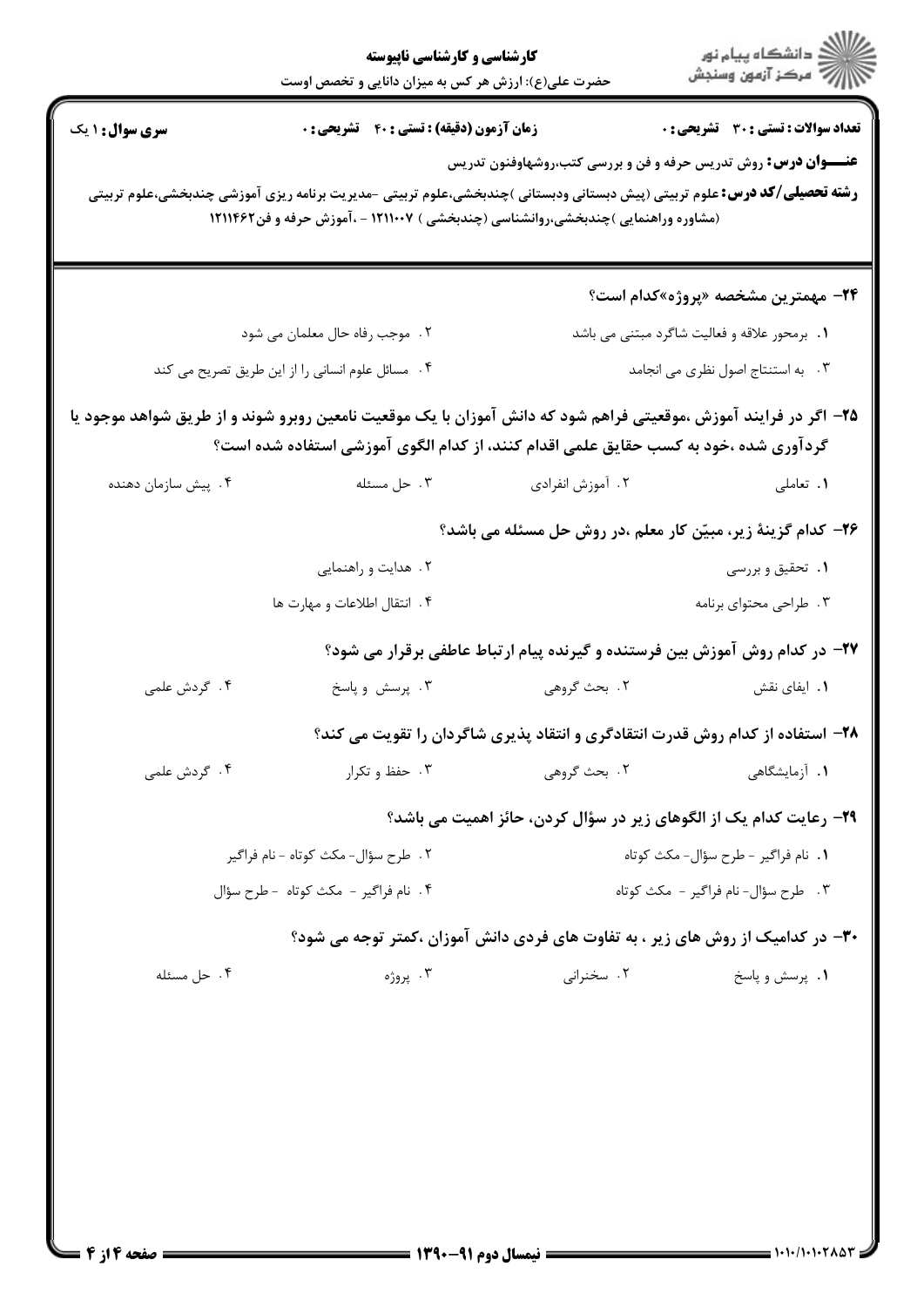۲۴- مهمترین مشخصه «پروژه»کدام است؟

۱. برمحور علاقه و فعالیت شاگرد مبتنی می باشد
۲. موجب رفاه حال معلمان می شود
۳. به استنتاج اصول نظری می انجامد
۴. مسائل علوم انسانی را از این طریق تصریح می کند

۲۵- اگر در فرایند آموزش ،موقعیتی فراهم شود که دانش آموزان با یک موقعیت نامعین روبرو شوند و از طریق شواهد موجود یا گردآوری شده ،خود به کسب حقایق علمی اقدام کنند، از کدام الگوی آموزشی استفاده شده است؟

۱. تعاملی
۲. آموزش انفرادی
۳. حل مسئله
۴. پیش سازمان دهنده

۲۶- کدام گزینهٔ زیر، مبیّن کار معلم ،در روش حل مسئله می باشد؟

۱. تحقیق و بررسی
۲. هدایت و راهنمایی
۳. طراحی محتوای برنامه
۴. انتقال اطلاعات و مهارت ها

۲۷- در کدام روش آموزش بین فرستنده و گیرنده پیام ارتباط عاطفی برقرار می شود؟

۱. ایفای نقش
۲. بحث گروهی
۳. پرسش و پاسخ
۴. گردش علمی

۲۸- استفاده از کدام روش قدرت انتقادگری و انتقاد پذیری شاگردان را تقویت می کند؟

۱. آزمایشگاهی
۲. بحث گروهی
۳. حفظ و تکرار
۴. گردش علمی

۲۹- رعایت کدام یک از الگوهای زیر در سؤال کردن، حائز اهمیت می باشد؟

۱. نام فراگیر - طرح سؤال- مکث کوتاه
۲. طرح سؤال- مکث کوتاه - نام فراگیر
۳. طرح سؤال- نام فراگیر - مکث کوتاه
۴. نام فراگیر - مکث کوتاه - طرح سؤال

۳۰- در کدامیک از روش های زیر ، به تفاوت های فردی دانش آموزان ،کمتر توجه می شود؟

۱. پرسش و پاسخ
۲. سخنرانی
۳. پروژه
۴. حل مسئله